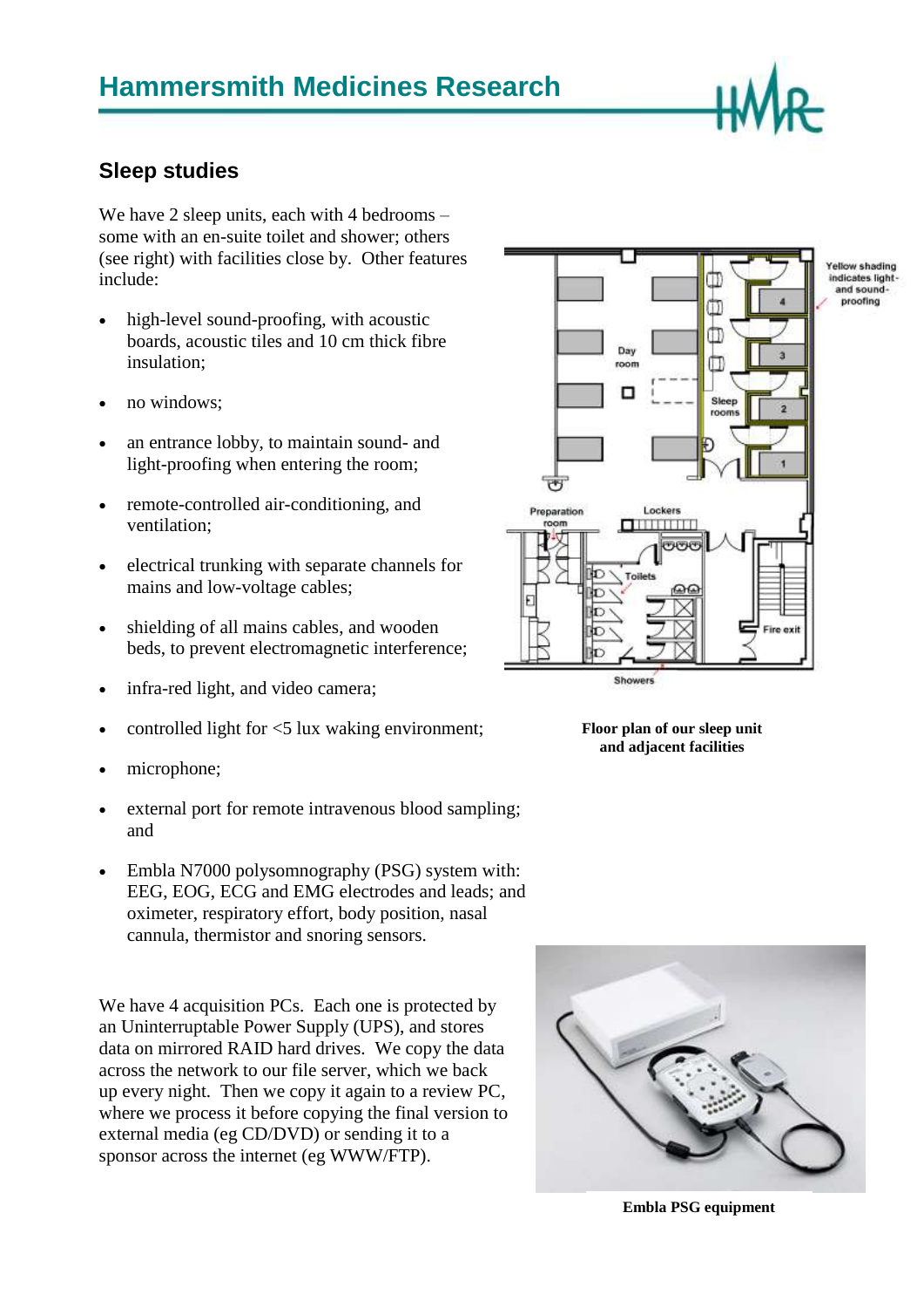# Hammersmith Medicines Research

## Sleep studies

We have 2 sleep units, each with 4 bedrooms – some with an en-suite toilet and shower; others (see right) with facilities close by. Other features include:

- high-level sound-proofing, with acoustic boards, acoustic tiles and 10 cm thick fibre insulation;
- no windows;
- an entrance lobby, to maintain sound- and light-proofing when entering the room;
- remote-controlled air-conditioning, and ventilation;
- electrical trunking with separate channels for mains and low-voltage cables;
- shielding of all mains cables, and wooden beds, to prevent electromagnetic interference;
- infra-red light, and video camera;
- controlled light for <5 lux waking environment;
- microphone;
- external port for remote intravenous blood sampling; and
- Embla N7000 polysomnography (PSG) system with: EEG, EOG, ECG and EMG electrodes and leads; and oximeter, respiratory effort, body position, nasal cannula, thermistor and snoring sensors.

**Floor plan of our sleep unit and adjacent facilities**

We have 4 acquisition PCs. Each one is protected by an Uninterruptable Power Supply (UPS), and stores data on mirrored RAID hard drives. We copy the data across the network to our file server, which we back up every night. Then we copy it again to a review PC, where we process it before copying the final version to external media (eg CD/DVD) or sending it to a sponsor across the internet (eg WWW/FTP).

**Embla PSG equipment**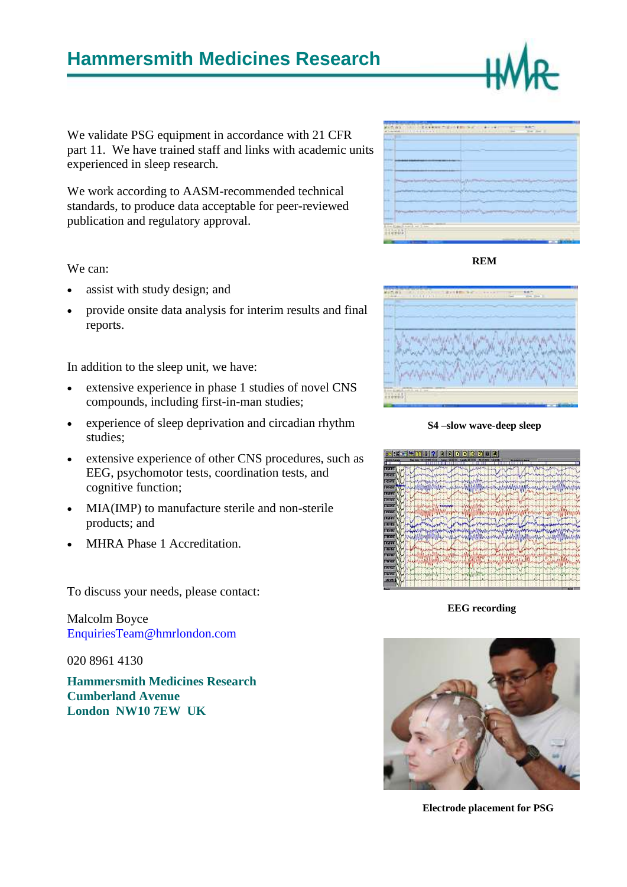# Hammersmith Medicines Research

We validate PSG equipment in accordance with 21 CFR part 11. We have trained staff and links with academic units experienced in sleep research.

We work according to AASM-recommended technical standards, to produce data acceptable for peer-reviewed publication and regulatory approval.

We can:

- assist with study design; and
- provide onsite data analysis for interim results and final reports.

In addition to the sleep unit, we have:

- extensive experience in phase 1 studies of novel CNS compounds, including first-in-man studies;
- experience of sleep deprivation and circadian rhythm studies;
- extensive experience of other CNS procedures, such as EEG, psychomotor tests, coordination tests, and cognitive function;
- MIA(IMP) to manufacture sterile and non-sterile products; and
- MHRA Phase 1 Accreditation.

To discuss your needs, please contact:

Malcolm Boyce
EnquiriesTeam@hmrlondon.com

020 8961 4130

**Hammersmith Medicines Research**
**Cumberland Avenue**
**London NW10 7EW UK**

**REM**

**S4 –slow wave-deep sleep**

**EEG recording**

**Electrode placement for PSG**